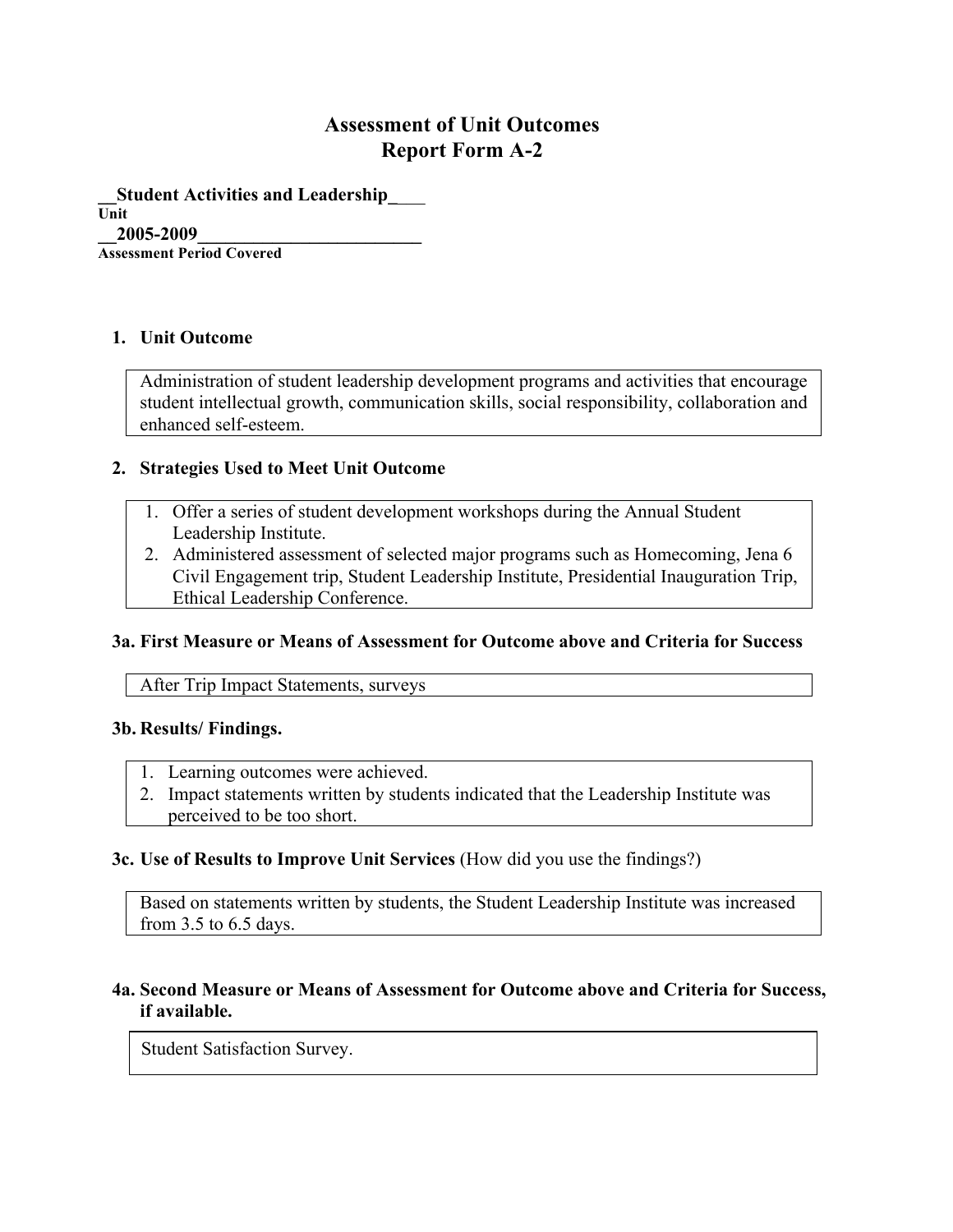# Assessment of Unit Outcomes
# Report Form A-2

**__Student Activities and Leadership____**
**Unit**
**__2005-2009__________________________**
**Assessment Period Covered**

1. **Unit Outcome**

Administration of student leadership development programs and activities that encourage student intellectual growth, communication skills, social responsibility, collaboration and enhanced self-esteem.

2. **Strategies Used to Meet Unit Outcome**

1. Offer a series of student development workshops during the Annual Student Leadership Institute.
2. Administered assessment of selected major programs such as Homecoming, Jena 6 Civil Engagement trip, Student Leadership Institute, Presidential Inauguration Trip, Ethical Leadership Conference.

**3a. First Measure or Means of Assessment for Outcome above and Criteria for Success**

After Trip Impact Statements, surveys

**3b. Results/ Findings.**

1. Learning outcomes were achieved.
2. Impact statements written by students indicated that the Leadership Institute was perceived to be too short.

**3c. Use of Results to Improve Unit Services** (How did you use the findings?)

Based on statements written by students, the Student Leadership Institute was increased from 3.5 to 6.5 days.

**4a. Second Measure or Means of Assessment for Outcome above and Criteria for Success, if available.**

Student Satisfaction Survey.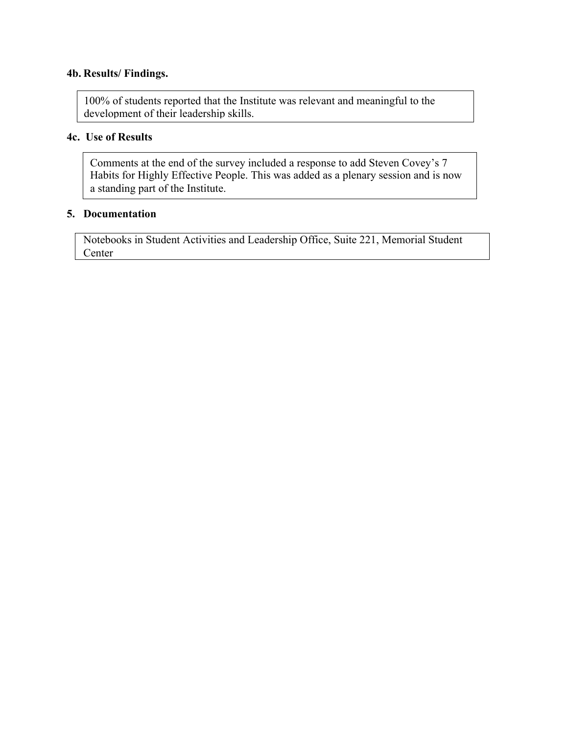**4b. Results/ Findings.**

100% of students reported that the Institute was relevant and meaningful to the development of their leadership skills.

**4c. Use of Results**

Comments at the end of the survey included a response to add Steven Covey's 7 Habits for Highly Effective People. This was added as a plenary session and is now a standing part of the Institute.

**5. Documentation**

Notebooks in Student Activities and Leadership Office, Suite 221, Memorial Student Center